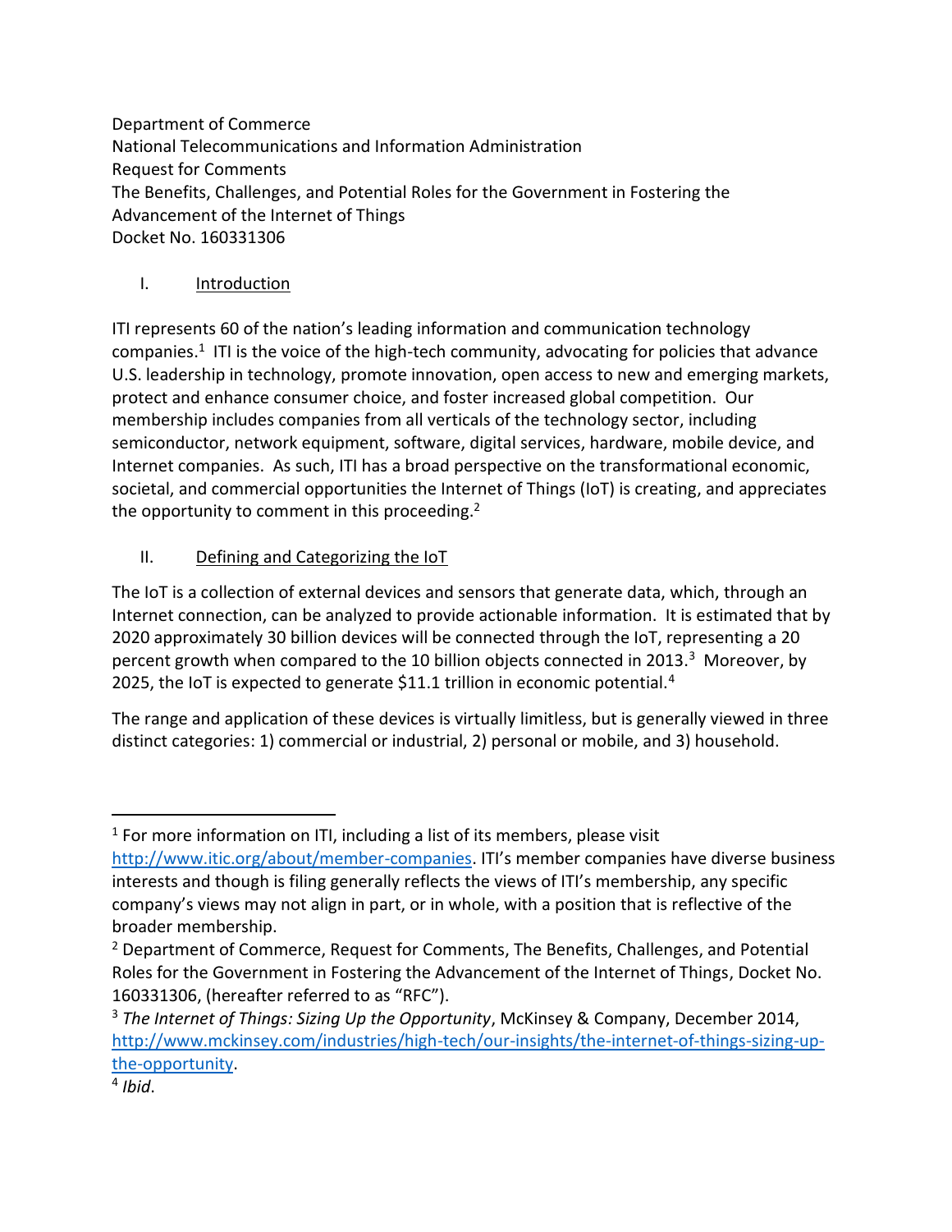Department of Commerce
National Telecommunications and Information Administration
Request for Comments
The Benefits, Challenges, and Potential Roles for the Government in Fostering the Advancement of the Internet of Things
Docket No. 160331306

## I. Introduction

ITI represents 60 of the nation's leading information and communication technology companies.[1] ITI is the voice of the high-tech community, advocating for policies that advance U.S. leadership in technology, promote innovation, open access to new and emerging markets, protect and enhance consumer choice, and foster increased global competition. Our membership includes companies from all verticals of the technology sector, including semiconductor, network equipment, software, digital services, hardware, mobile device, and Internet companies. As such, ITI has a broad perspective on the transformational economic, societal, and commercial opportunities the Internet of Things (IoT) is creating, and appreciates the opportunity to comment in this proceeding.[2]

## II. Defining and Categorizing the IoT

The IoT is a collection of external devices and sensors that generate data, which, through an Internet connection, can be analyzed to provide actionable information. It is estimated that by 2020 approximately 30 billion devices will be connected through the IoT, representing a 20 percent growth when compared to the 10 billion objects connected in 2013.[3] Moreover, by 2025, the IoT is expected to generate $11.1 trillion in economic potential.[4]

The range and application of these devices is virtually limitless, but is generally viewed in three distinct categories: 1) commercial or industrial, 2) personal or mobile, and 3) household.

---

[1] For more information on ITI, including a list of its members, please visit http://www.itic.org/about/member-companies. ITI's member companies have diverse business interests and though is filing generally reflects the views of ITI's membership, any specific company's views may not align in part, or in whole, with a position that is reflective of the broader membership.

[2] Department of Commerce, Request for Comments, The Benefits, Challenges, and Potential Roles for the Government in Fostering the Advancement of the Internet of Things, Docket No. 160331306, (hereafter referred to as "RFC").

[3] *The Internet of Things: Sizing Up the Opportunity*, McKinsey & Company, December 2014, http://www.mckinsey.com/industries/high-tech/our-insights/the-internet-of-things-sizing-up-the-opportunity.

[4] *Ibid*.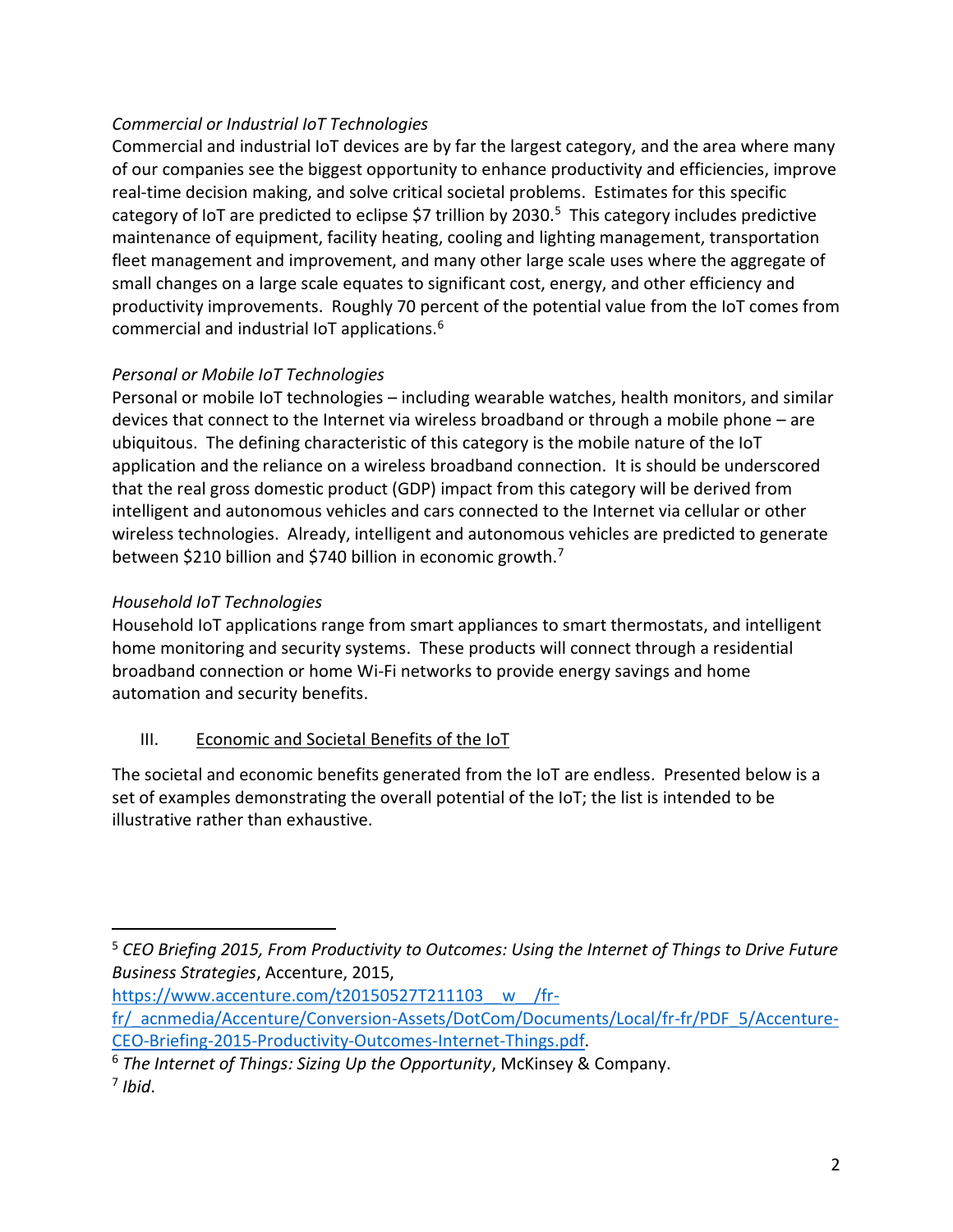*Commercial or Industrial IoT Technologies*

Commercial and industrial IoT devices are by far the largest category, and the area where many of our companies see the biggest opportunity to enhance productivity and efficiencies, improve real-time decision making, and solve critical societal problems. Estimates for this specific category of IoT are predicted to eclipse $7 trillion by 2030.[5] This category includes predictive maintenance of equipment, facility heating, cooling and lighting management, transportation fleet management and improvement, and many other large scale uses where the aggregate of small changes on a large scale equates to significant cost, energy, and other efficiency and productivity improvements. Roughly 70 percent of the potential value from the IoT comes from commercial and industrial IoT applications.[6]

*Personal or Mobile IoT Technologies*

Personal or mobile IoT technologies – including wearable watches, health monitors, and similar devices that connect to the Internet via wireless broadband or through a mobile phone – are ubiquitous. The defining characteristic of this category is the mobile nature of the IoT application and the reliance on a wireless broadband connection. It is should be underscored that the real gross domestic product (GDP) impact from this category will be derived from intelligent and autonomous vehicles and cars connected to the Internet via cellular or other wireless technologies. Already, intelligent and autonomous vehicles are predicted to generate between $210 billion and $740 billion in economic growth.[7]

*Household IoT Technologies*

Household IoT applications range from smart appliances to smart thermostats, and intelligent home monitoring and security systems. These products will connect through a residential broadband connection or home Wi-Fi networks to provide energy savings and home automation and security benefits.

## III. Economic and Societal Benefits of the IoT

The societal and economic benefits generated from the IoT are endless. Presented below is a set of examples demonstrating the overall potential of the IoT; the list is intended to be illustrative rather than exhaustive.

---

[5] *CEO Briefing 2015, From Productivity to Outcomes: Using the Internet of Things to Drive Future Business Strategies*, Accenture, 2015, https://www.accenture.com/t20150527T211103__w__/fr-fr/_acnmedia/Accenture/Conversion-Assets/DotCom/Documents/Local/fr-fr/PDF_5/Accenture-CEO-Briefing-2015-Productivity-Outcomes-Internet-Things.pdf.

[6] *The Internet of Things: Sizing Up the Opportunity*, McKinsey & Company.

[7] *Ibid*.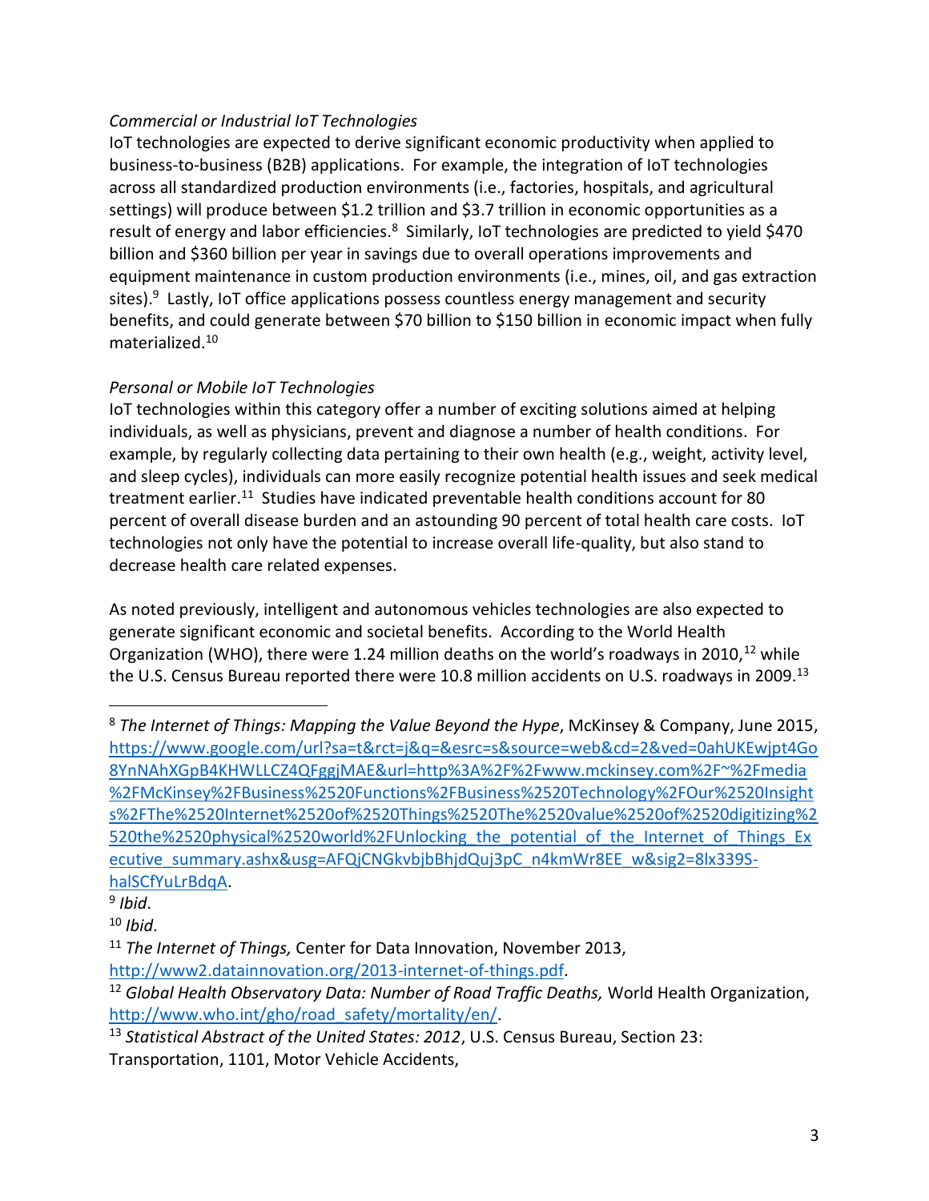*Commercial or Industrial IoT Technologies*

IoT technologies are expected to derive significant economic productivity when applied to business-to-business (B2B) applications. For example, the integration of IoT technologies across all standardized production environments (i.e., factories, hospitals, and agricultural settings) will produce between $1.2 trillion and $3.7 trillion in economic opportunities as a result of energy and labor efficiencies.[8] Similarly, IoT technologies are predicted to yield $470 billion and $360 billion per year in savings due to overall operations improvements and equipment maintenance in custom production environments (i.e., mines, oil, and gas extraction sites).[9] Lastly, IoT office applications possess countless energy management and security benefits, and could generate between $70 billion to $150 billion in economic impact when fully materialized.[10]

*Personal or Mobile IoT Technologies*

IoT technologies within this category offer a number of exciting solutions aimed at helping individuals, as well as physicians, prevent and diagnose a number of health conditions. For example, by regularly collecting data pertaining to their own health (e.g., weight, activity level, and sleep cycles), individuals can more easily recognize potential health issues and seek medical treatment earlier.[11] Studies have indicated preventable health conditions account for 80 percent of overall disease burden and an astounding 90 percent of total health care costs. IoT technologies not only have the potential to increase overall life-quality, but also stand to decrease health care related expenses.

As noted previously, intelligent and autonomous vehicles technologies are also expected to generate significant economic and societal benefits. According to the World Health Organization (WHO), there were 1.24 million deaths on the world's roadways in 2010,[12] while the U.S. Census Bureau reported there were 10.8 million accidents on U.S. roadways in 2009.[13]

---

[8] *The Internet of Things: Mapping the Value Beyond the Hype*, McKinsey & Company, June 2015, https://www.google.com/url?sa=t&rct=j&q=&esrc=s&source=web&cd=2&ved=0ahUKEwjpt4Go8YnNAhXGpB4KHWLLCZ4QFggjMAE&url=http%3A%2F%2Fwww.mckinsey.com%2F~%2Fmedia%2FMcKinsey%2FBusiness%2520Functions%2FBusiness%2520Technology%2FOur%2520Insights%2FThe%2520Internet%2520of%2520Things%2520The%2520value%2520of%2520digitizing%2520the%2520physical%2520world%2FUnlocking_the_potential_of_the_Internet_of_Things_Executive_summary.ashx&usg=AFQjCNGkvbjbBhjdQuj3pC_n4kmWr8EE_w&sig2=8lx339S-halSCfYuLrBdqA.

[9] *Ibid*.

[10] *Ibid*.

[11] *The Internet of Things,* Center for Data Innovation, November 2013, http://www2.datainnovation.org/2013-internet-of-things.pdf.

[12] *Global Health Observatory Data: Number of Road Traffic Deaths,* World Health Organization, http://www.who.int/gho/road_safety/mortality/en/.

[13] *Statistical Abstract of the United States: 2012*, U.S. Census Bureau, Section 23: Transportation, 1101, Motor Vehicle Accidents,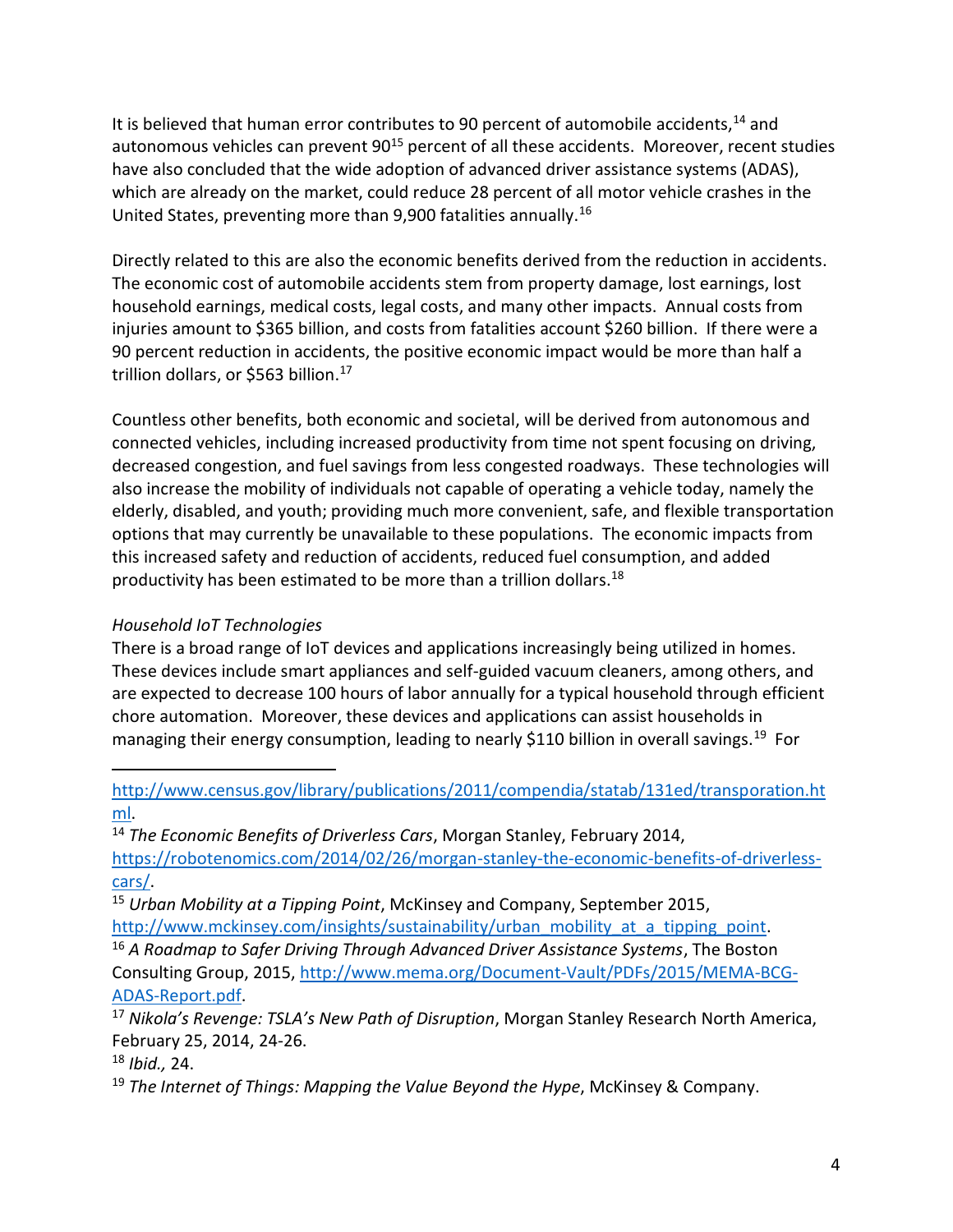It is believed that human error contributes to 90 percent of automobile accidents,[14] and autonomous vehicles can prevent 90[15] percent of all these accidents. Moreover, recent studies have also concluded that the wide adoption of advanced driver assistance systems (ADAS), which are already on the market, could reduce 28 percent of all motor vehicle crashes in the United States, preventing more than 9,900 fatalities annually.[16]

Directly related to this are also the economic benefits derived from the reduction in accidents. The economic cost of automobile accidents stem from property damage, lost earnings, lost household earnings, medical costs, legal costs, and many other impacts. Annual costs from injuries amount to $365 billion, and costs from fatalities account $260 billion. If there were a 90 percent reduction in accidents, the positive economic impact would be more than half a trillion dollars, or $563 billion.[17]

Countless other benefits, both economic and societal, will be derived from autonomous and connected vehicles, including increased productivity from time not spent focusing on driving, decreased congestion, and fuel savings from less congested roadways. These technologies will also increase the mobility of individuals not capable of operating a vehicle today, namely the elderly, disabled, and youth; providing much more convenient, safe, and flexible transportation options that may currently be unavailable to these populations. The economic impacts from this increased safety and reduction of accidents, reduced fuel consumption, and added productivity has been estimated to be more than a trillion dollars.[18]

*Household IoT Technologies*

There is a broad range of IoT devices and applications increasingly being utilized in homes. These devices include smart appliances and self-guided vacuum cleaners, among others, and are expected to decrease 100 hours of labor annually for a typical household through efficient chore automation. Moreover, these devices and applications can assist households in managing their energy consumption, leading to nearly $110 billion in overall savings.[19] For

---

http://www.census.gov/library/publications/2011/compendia/statab/131ed/transporation.html.

[14] *The Economic Benefits of Driverless Cars*, Morgan Stanley, February 2014, https://robotenomics.com/2014/02/26/morgan-stanley-the-economic-benefits-of-driverless-cars/.

[15] *Urban Mobility at a Tipping Point*, McKinsey and Company, September 2015, http://www.mckinsey.com/insights/sustainability/urban_mobility_at_a_tipping_point.

[16] *A Roadmap to Safer Driving Through Advanced Driver Assistance Systems*, The Boston Consulting Group, 2015, http://www.mema.org/Document-Vault/PDFs/2015/MEMA-BCG-ADAS-Report.pdf.

[17] *Nikola's Revenge: TSLA's New Path of Disruption*, Morgan Stanley Research North America, February 25, 2014, 24-26.

[18] *Ibid.,* 24.

[19] *The Internet of Things: Mapping the Value Beyond the Hype*, McKinsey & Company.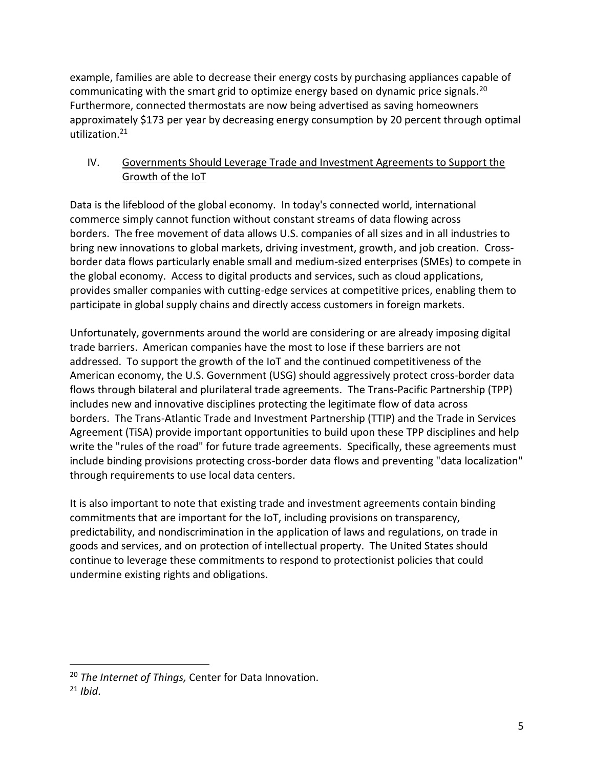example, families are able to decrease their energy costs by purchasing appliances capable of communicating with the smart grid to optimize energy based on dynamic price signals.[20] Furthermore, connected thermostats are now being advertised as saving homeowners approximately $173 per year by decreasing energy consumption by 20 percent through optimal utilization.[21]

## IV. Governments Should Leverage Trade and Investment Agreements to Support the Growth of the IoT

Data is the lifeblood of the global economy. In today's connected world, international commerce simply cannot function without constant streams of data flowing across borders. The free movement of data allows U.S. companies of all sizes and in all industries to bring new innovations to global markets, driving investment, growth, and job creation. Cross-border data flows particularly enable small and medium-sized enterprises (SMEs) to compete in the global economy. Access to digital products and services, such as cloud applications, provides smaller companies with cutting-edge services at competitive prices, enabling them to participate in global supply chains and directly access customers in foreign markets.

Unfortunately, governments around the world are considering or are already imposing digital trade barriers. American companies have the most to lose if these barriers are not addressed. To support the growth of the IoT and the continued competitiveness of the American economy, the U.S. Government (USG) should aggressively protect cross-border data flows through bilateral and plurilateral trade agreements. The Trans-Pacific Partnership (TPP) includes new and innovative disciplines protecting the legitimate flow of data across borders. The Trans-Atlantic Trade and Investment Partnership (TTIP) and the Trade in Services Agreement (TiSA) provide important opportunities to build upon these TPP disciplines and help write the "rules of the road" for future trade agreements. Specifically, these agreements must include binding provisions protecting cross-border data flows and preventing "data localization" through requirements to use local data centers.

It is also important to note that existing trade and investment agreements contain binding commitments that are important for the IoT, including provisions on transparency, predictability, and nondiscrimination in the application of laws and regulations, on trade in goods and services, and on protection of intellectual property. The United States should continue to leverage these commitments to respond to protectionist policies that could undermine existing rights and obligations.

---

[20] *The Internet of Things,* Center for Data Innovation.

[21] *Ibid*.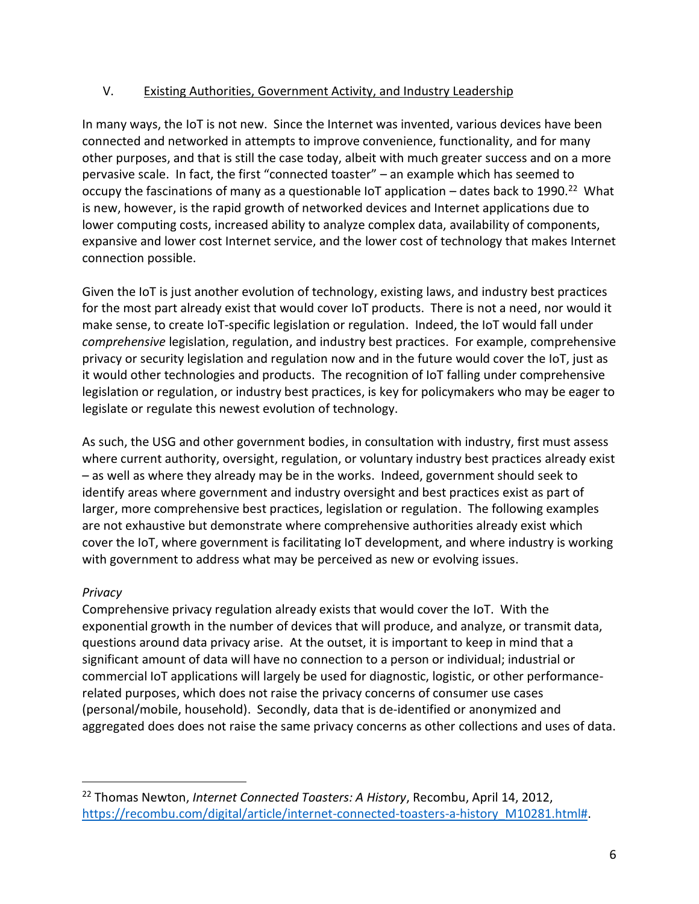## V. Existing Authorities, Government Activity, and Industry Leadership

In many ways, the IoT is not new. Since the Internet was invented, various devices have been connected and networked in attempts to improve convenience, functionality, and for many other purposes, and that is still the case today, albeit with much greater success and on a more pervasive scale. In fact, the first "connected toaster" – an example which has seemed to occupy the fascinations of many as a questionable IoT application – dates back to 1990.[22] What is new, however, is the rapid growth of networked devices and Internet applications due to lower computing costs, increased ability to analyze complex data, availability of components, expansive and lower cost Internet service, and the lower cost of technology that makes Internet connection possible.

Given the IoT is just another evolution of technology, existing laws, and industry best practices for the most part already exist that would cover IoT products. There is not a need, nor would it make sense, to create IoT-specific legislation or regulation. Indeed, the IoT would fall under *comprehensive* legislation, regulation, and industry best practices. For example, comprehensive privacy or security legislation and regulation now and in the future would cover the IoT, just as it would other technologies and products. The recognition of IoT falling under comprehensive legislation or regulation, or industry best practices, is key for policymakers who may be eager to legislate or regulate this newest evolution of technology.

As such, the USG and other government bodies, in consultation with industry, first must assess where current authority, oversight, regulation, or voluntary industry best practices already exist – as well as where they already may be in the works. Indeed, government should seek to identify areas where government and industry oversight and best practices exist as part of larger, more comprehensive best practices, legislation or regulation. The following examples are not exhaustive but demonstrate where comprehensive authorities already exist which cover the IoT, where government is facilitating IoT development, and where industry is working with government to address what may be perceived as new or evolving issues.

*Privacy*

Comprehensive privacy regulation already exists that would cover the IoT. With the exponential growth in the number of devices that will produce, and analyze, or transmit data, questions around data privacy arise. At the outset, it is important to keep in mind that a significant amount of data will have no connection to a person or individual; industrial or commercial IoT applications will largely be used for diagnostic, logistic, or other performance-related purposes, which does not raise the privacy concerns of consumer use cases (personal/mobile, household). Secondly, data that is de-identified or anonymized and aggregated does does not raise the same privacy concerns as other collections and uses of data.

---

[22] Thomas Newton, *Internet Connected Toasters: A History*, Recombu, April 14, 2012, https://recombu.com/digital/article/internet-connected-toasters-a-history_M10281.html#.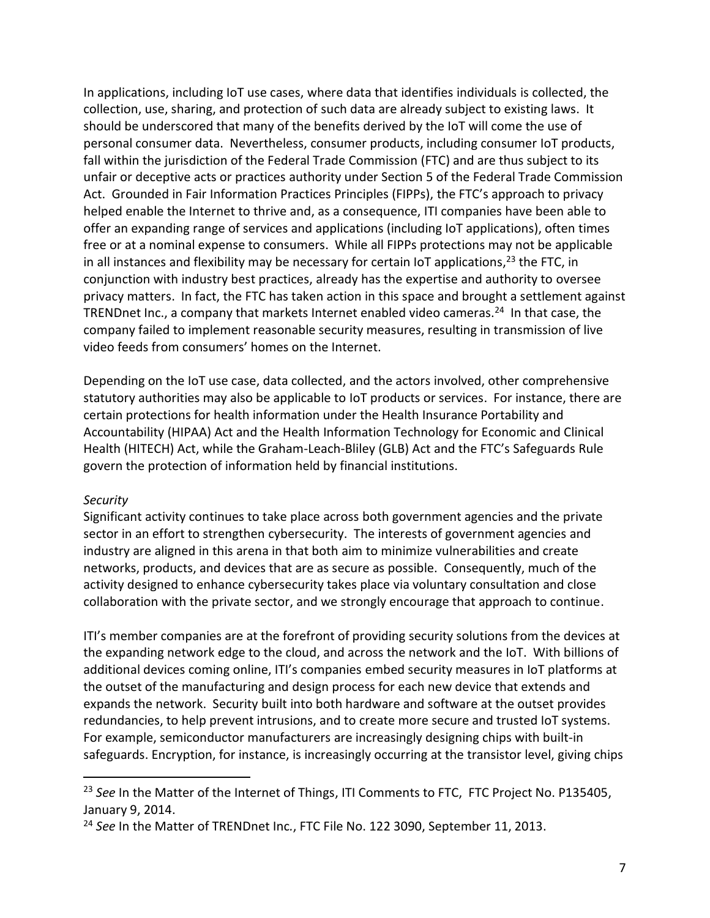In applications, including IoT use cases, where data that identifies individuals is collected, the collection, use, sharing, and protection of such data are already subject to existing laws. It should be underscored that many of the benefits derived by the IoT will come the use of personal consumer data. Nevertheless, consumer products, including consumer IoT products, fall within the jurisdiction of the Federal Trade Commission (FTC) and are thus subject to its unfair or deceptive acts or practices authority under Section 5 of the Federal Trade Commission Act. Grounded in Fair Information Practices Principles (FIPPs), the FTC's approach to privacy helped enable the Internet to thrive and, as a consequence, ITI companies have been able to offer an expanding range of services and applications (including IoT applications), often times free or at a nominal expense to consumers. While all FIPPs protections may not be applicable in all instances and flexibility may be necessary for certain IoT applications,[23] the FTC, in conjunction with industry best practices, already has the expertise and authority to oversee privacy matters. In fact, the FTC has taken action in this space and brought a settlement against TRENDnet Inc., a company that markets Internet enabled video cameras.[24] In that case, the company failed to implement reasonable security measures, resulting in transmission of live video feeds from consumers' homes on the Internet.

Depending on the IoT use case, data collected, and the actors involved, other comprehensive statutory authorities may also be applicable to IoT products or services. For instance, there are certain protections for health information under the Health Insurance Portability and Accountability (HIPAA) Act and the Health Information Technology for Economic and Clinical Health (HITECH) Act, while the Graham-Leach-Bliley (GLB) Act and the FTC's Safeguards Rule govern the protection of information held by financial institutions.

*Security*

Significant activity continues to take place across both government agencies and the private sector in an effort to strengthen cybersecurity. The interests of government agencies and industry are aligned in this arena in that both aim to minimize vulnerabilities and create networks, products, and devices that are as secure as possible. Consequently, much of the activity designed to enhance cybersecurity takes place via voluntary consultation and close collaboration with the private sector, and we strongly encourage that approach to continue.

ITI's member companies are at the forefront of providing security solutions from the devices at the expanding network edge to the cloud, and across the network and the IoT. With billions of additional devices coming online, ITI's companies embed security measures in IoT platforms at the outset of the manufacturing and design process for each new device that extends and expands the network. Security built into both hardware and software at the outset provides redundancies, to help prevent intrusions, and to create more secure and trusted IoT systems. For example, semiconductor manufacturers are increasingly designing chips with built-in safeguards. Encryption, for instance, is increasingly occurring at the transistor level, giving chips

---

[23] *See* In the Matter of the Internet of Things, ITI Comments to FTC, FTC Project No. P135405, January 9, 2014.

[24] *See* In the Matter of TRENDnet Inc., FTC File No. 122 3090, September 11, 2013.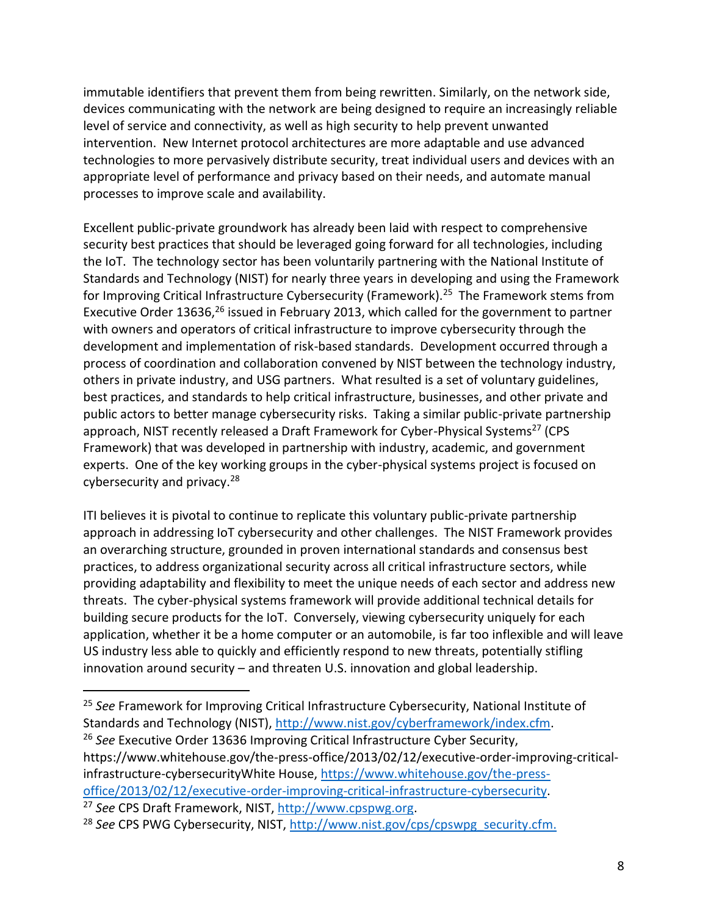immutable identifiers that prevent them from being rewritten. Similarly, on the network side, devices communicating with the network are being designed to require an increasingly reliable level of service and connectivity, as well as high security to help prevent unwanted intervention. New Internet protocol architectures are more adaptable and use advanced technologies to more pervasively distribute security, treat individual users and devices with an appropriate level of performance and privacy based on their needs, and automate manual processes to improve scale and availability.

Excellent public-private groundwork has already been laid with respect to comprehensive security best practices that should be leveraged going forward for all technologies, including the IoT. The technology sector has been voluntarily partnering with the National Institute of Standards and Technology (NIST) for nearly three years in developing and using the Framework for Improving Critical Infrastructure Cybersecurity (Framework).[25] The Framework stems from Executive Order 13636,[26] issued in February 2013, which called for the government to partner with owners and operators of critical infrastructure to improve cybersecurity through the development and implementation of risk-based standards. Development occurred through a process of coordination and collaboration convened by NIST between the technology industry, others in private industry, and USG partners. What resulted is a set of voluntary guidelines, best practices, and standards to help critical infrastructure, businesses, and other private and public actors to better manage cybersecurity risks. Taking a similar public-private partnership approach, NIST recently released a Draft Framework for Cyber-Physical Systems[27] (CPS Framework) that was developed in partnership with industry, academic, and government experts. One of the key working groups in the cyber-physical systems project is focused on cybersecurity and privacy.[28]

ITI believes it is pivotal to continue to replicate this voluntary public-private partnership approach in addressing IoT cybersecurity and other challenges. The NIST Framework provides an overarching structure, grounded in proven international standards and consensus best practices, to address organizational security across all critical infrastructure sectors, while providing adaptability and flexibility to meet the unique needs of each sector and address new threats. The cyber-physical systems framework will provide additional technical details for building secure products for the IoT. Conversely, viewing cybersecurity uniquely for each application, whether it be a home computer or an automobile, is far too inflexible and will leave US industry less able to quickly and efficiently respond to new threats, potentially stifling innovation around security – and threaten U.S. innovation and global leadership.

---

[25] *See* Framework for Improving Critical Infrastructure Cybersecurity, National Institute of Standards and Technology (NIST), http://www.nist.gov/cyberframework/index.cfm.

[26] *See* Executive Order 13636 Improving Critical Infrastructure Cyber Security, https://www.whitehouse.gov/the-press-office/2013/02/12/executive-order-improving-critical-infrastructure-cybersecurityWhite House, https://www.whitehouse.gov/the-press-office/2013/02/12/executive-order-improving-critical-infrastructure-cybersecurity.

[27] *See* CPS Draft Framework, NIST, http://www.cpspwg.org.

[28] *See* CPS PWG Cybersecurity, NIST, http://www.nist.gov/cps/cpswpg_security.cfm.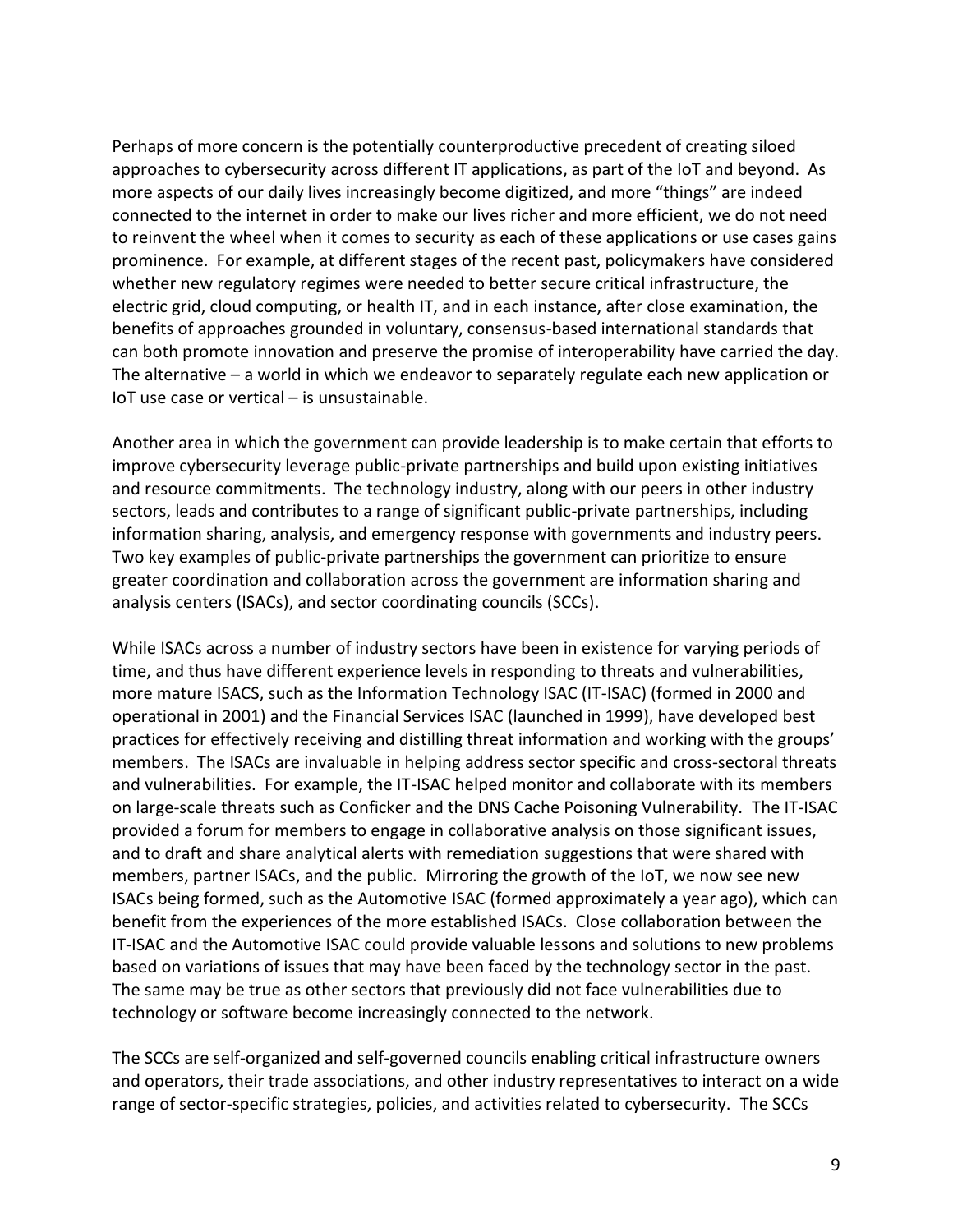Perhaps of more concern is the potentially counterproductive precedent of creating siloed approaches to cybersecurity across different IT applications, as part of the IoT and beyond. As more aspects of our daily lives increasingly become digitized, and more "things" are indeed connected to the internet in order to make our lives richer and more efficient, we do not need to reinvent the wheel when it comes to security as each of these applications or use cases gains prominence. For example, at different stages of the recent past, policymakers have considered whether new regulatory regimes were needed to better secure critical infrastructure, the electric grid, cloud computing, or health IT, and in each instance, after close examination, the benefits of approaches grounded in voluntary, consensus-based international standards that can both promote innovation and preserve the promise of interoperability have carried the day. The alternative – a world in which we endeavor to separately regulate each new application or IoT use case or vertical – is unsustainable.

Another area in which the government can provide leadership is to make certain that efforts to improve cybersecurity leverage public-private partnerships and build upon existing initiatives and resource commitments. The technology industry, along with our peers in other industry sectors, leads and contributes to a range of significant public-private partnerships, including information sharing, analysis, and emergency response with governments and industry peers. Two key examples of public-private partnerships the government can prioritize to ensure greater coordination and collaboration across the government are information sharing and analysis centers (ISACs), and sector coordinating councils (SCCs).

While ISACs across a number of industry sectors have been in existence for varying periods of time, and thus have different experience levels in responding to threats and vulnerabilities, more mature ISACS, such as the Information Technology ISAC (IT-ISAC) (formed in 2000 and operational in 2001) and the Financial Services ISAC (launched in 1999), have developed best practices for effectively receiving and distilling threat information and working with the groups' members. The ISACs are invaluable in helping address sector specific and cross-sectoral threats and vulnerabilities. For example, the IT-ISAC helped monitor and collaborate with its members on large-scale threats such as Conficker and the DNS Cache Poisoning Vulnerability. The IT-ISAC provided a forum for members to engage in collaborative analysis on those significant issues, and to draft and share analytical alerts with remediation suggestions that were shared with members, partner ISACs, and the public. Mirroring the growth of the IoT, we now see new ISACs being formed, such as the Automotive ISAC (formed approximately a year ago), which can benefit from the experiences of the more established ISACs. Close collaboration between the IT-ISAC and the Automotive ISAC could provide valuable lessons and solutions to new problems based on variations of issues that may have been faced by the technology sector in the past. The same may be true as other sectors that previously did not face vulnerabilities due to technology or software become increasingly connected to the network.

The SCCs are self-organized and self-governed councils enabling critical infrastructure owners and operators, their trade associations, and other industry representatives to interact on a wide range of sector-specific strategies, policies, and activities related to cybersecurity. The SCCs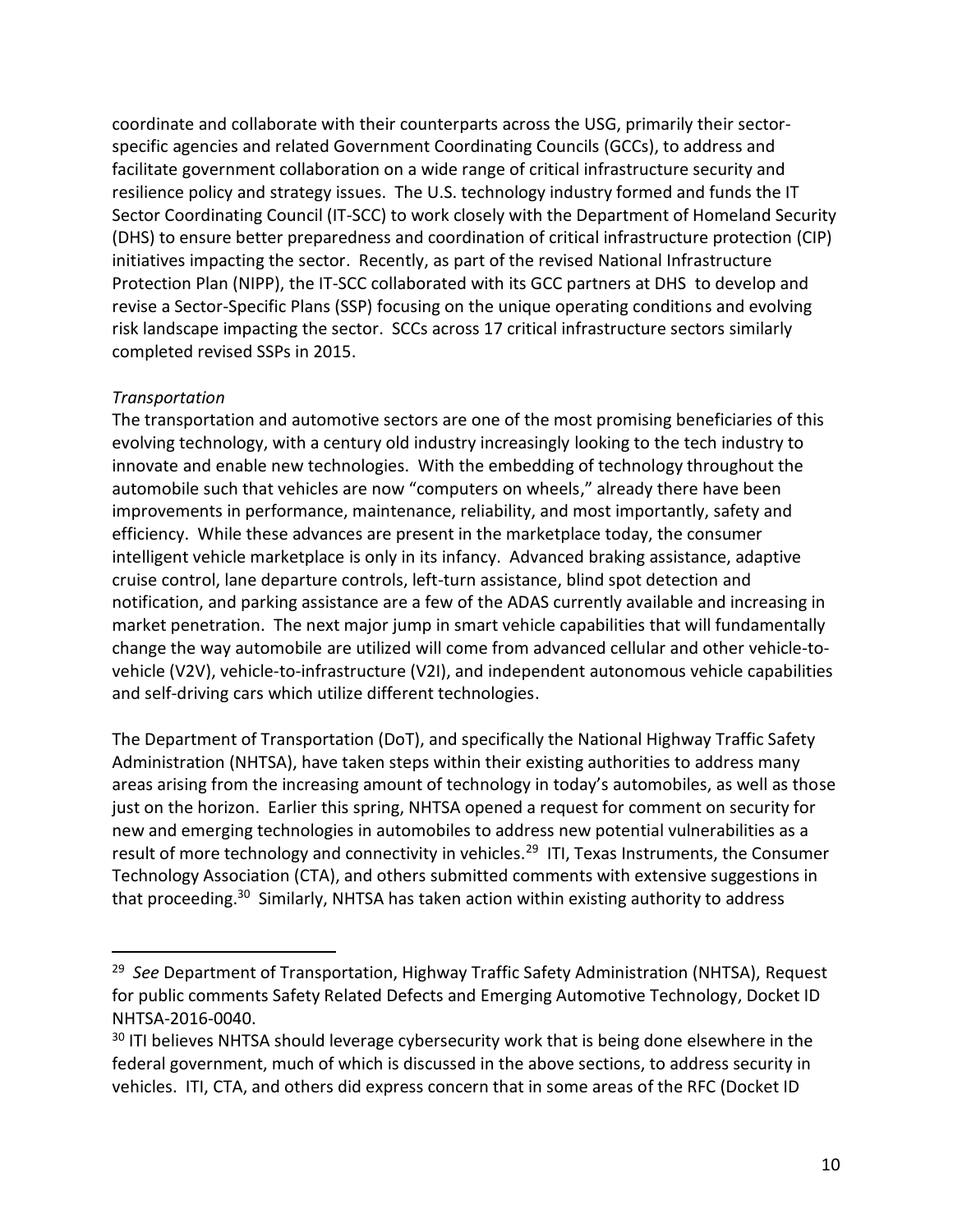coordinate and collaborate with their counterparts across the USG, primarily their sector-specific agencies and related Government Coordinating Councils (GCCs), to address and facilitate government collaboration on a wide range of critical infrastructure security and resilience policy and strategy issues. The U.S. technology industry formed and funds the IT Sector Coordinating Council (IT-SCC) to work closely with the Department of Homeland Security (DHS) to ensure better preparedness and coordination of critical infrastructure protection (CIP) initiatives impacting the sector. Recently, as part of the revised National Infrastructure Protection Plan (NIPP), the IT-SCC collaborated with its GCC partners at DHS to develop and revise a Sector-Specific Plans (SSP) focusing on the unique operating conditions and evolving risk landscape impacting the sector. SCCs across 17 critical infrastructure sectors similarly completed revised SSPs in 2015.

*Transportation*

The transportation and automotive sectors are one of the most promising beneficiaries of this evolving technology, with a century old industry increasingly looking to the tech industry to innovate and enable new technologies. With the embedding of technology throughout the automobile such that vehicles are now "computers on wheels," already there have been improvements in performance, maintenance, reliability, and most importantly, safety and efficiency. While these advances are present in the marketplace today, the consumer intelligent vehicle marketplace is only in its infancy. Advanced braking assistance, adaptive cruise control, lane departure controls, left-turn assistance, blind spot detection and notification, and parking assistance are a few of the ADAS currently available and increasing in market penetration. The next major jump in smart vehicle capabilities that will fundamentally change the way automobile are utilized will come from advanced cellular and other vehicle-to-vehicle (V2V), vehicle-to-infrastructure (V2I), and independent autonomous vehicle capabilities and self-driving cars which utilize different technologies.

The Department of Transportation (DoT), and specifically the National Highway Traffic Safety Administration (NHTSA), have taken steps within their existing authorities to address many areas arising from the increasing amount of technology in today's automobiles, as well as those just on the horizon. Earlier this spring, NHTSA opened a request for comment on security for new and emerging technologies in automobiles to address new potential vulnerabilities as a result of more technology and connectivity in vehicles.[29] ITI, Texas Instruments, the Consumer Technology Association (CTA), and others submitted comments with extensive suggestions in that proceeding.[30] Similarly, NHTSA has taken action within existing authority to address

---

[29] *See* Department of Transportation, Highway Traffic Safety Administration (NHTSA), Request for public comments Safety Related Defects and Emerging Automotive Technology, Docket ID NHTSA-2016-0040.

[30] ITI believes NHTSA should leverage cybersecurity work that is being done elsewhere in the federal government, much of which is discussed in the above sections, to address security in vehicles. ITI, CTA, and others did express concern that in some areas of the RFC (Docket ID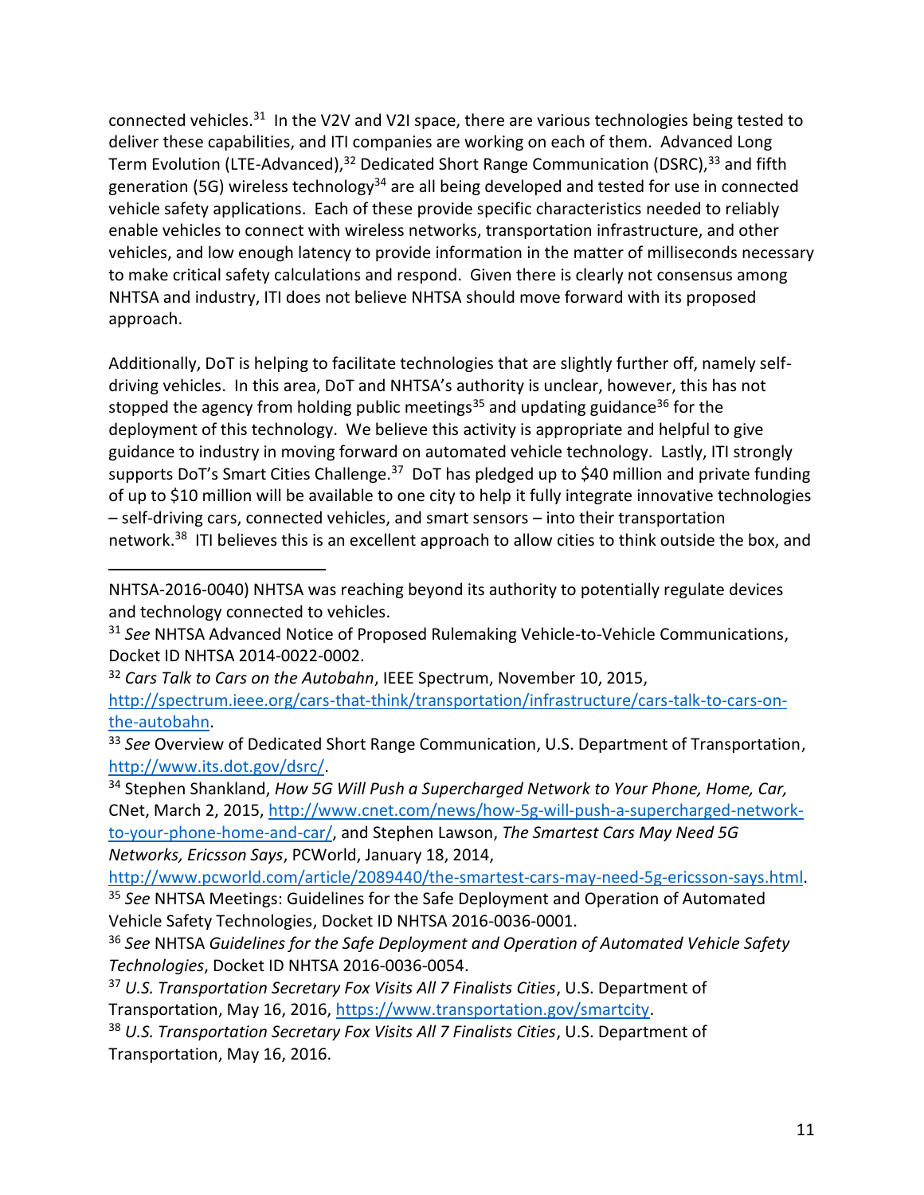connected vehicles.[31] In the V2V and V2I space, there are various technologies being tested to deliver these capabilities, and ITI companies are working on each of them. Advanced Long Term Evolution (LTE-Advanced),[32] Dedicated Short Range Communication (DSRC),[33] and fifth generation (5G) wireless technology[34] are all being developed and tested for use in connected vehicle safety applications. Each of these provide specific characteristics needed to reliably enable vehicles to connect with wireless networks, transportation infrastructure, and other vehicles, and low enough latency to provide information in the matter of milliseconds necessary to make critical safety calculations and respond. Given there is clearly not consensus among NHTSA and industry, ITI does not believe NHTSA should move forward with its proposed approach.

Additionally, DoT is helping to facilitate technologies that are slightly further off, namely self-driving vehicles. In this area, DoT and NHTSA's authority is unclear, however, this has not stopped the agency from holding public meetings[35] and updating guidance[36] for the deployment of this technology. We believe this activity is appropriate and helpful to give guidance to industry in moving forward on automated vehicle technology. Lastly, ITI strongly supports DoT's Smart Cities Challenge.[37] DoT has pledged up to $40 million and private funding of up to $10 million will be available to one city to help it fully integrate innovative technologies – self-driving cars, connected vehicles, and smart sensors – into their transportation network.[38] ITI believes this is an excellent approach to allow cities to think outside the box, and

---

NHTSA-2016-0040) NHTSA was reaching beyond its authority to potentially regulate devices and technology connected to vehicles.

[31] *See* NHTSA Advanced Notice of Proposed Rulemaking Vehicle-to-Vehicle Communications, Docket ID NHTSA 2014-0022-0002.

[32] *Cars Talk to Cars on the Autobahn*, IEEE Spectrum, November 10, 2015, http://spectrum.ieee.org/cars-that-think/transportation/infrastructure/cars-talk-to-cars-on-the-autobahn.

[33] *See* Overview of Dedicated Short Range Communication, U.S. Department of Transportation, http://www.its.dot.gov/dsrc/.

[34] Stephen Shankland, *How 5G Will Push a Supercharged Network to Your Phone, Home, Car,* CNet, March 2, 2015, http://www.cnet.com/news/how-5g-will-push-a-supercharged-network-to-your-phone-home-and-car/, and Stephen Lawson, *The Smartest Cars May Need 5G Networks, Ericsson Says*, PCWorld, January 18, 2014, http://www.pcworld.com/article/2089440/the-smartest-cars-may-need-5g-ericsson-says.html.

[35] *See* NHTSA Meetings: Guidelines for the Safe Deployment and Operation of Automated Vehicle Safety Technologies, Docket ID NHTSA 2016-0036-0001.

[36] *See* NHTSA *Guidelines for the Safe Deployment and Operation of Automated Vehicle Safety Technologies*, Docket ID NHTSA 2016-0036-0054.

[37] *U.S. Transportation Secretary Fox Visits All 7 Finalists Cities*, U.S. Department of Transportation, May 16, 2016, https://www.transportation.gov/smartcity.

[38] *U.S. Transportation Secretary Fox Visits All 7 Finalists Cities*, U.S. Department of Transportation, May 16, 2016.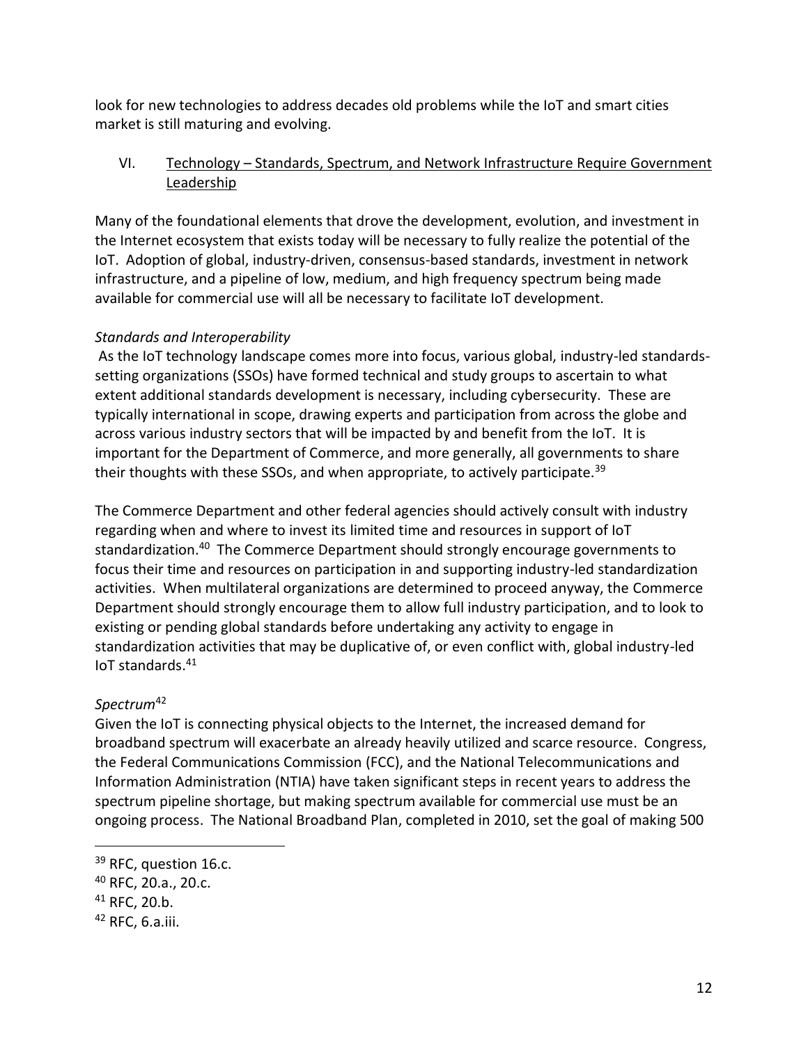look for new technologies to address decades old problems while the IoT and smart cities market is still maturing and evolving.

## VI. Technology – Standards, Spectrum, and Network Infrastructure Require Government Leadership

Many of the foundational elements that drove the development, evolution, and investment in the Internet ecosystem that exists today will be necessary to fully realize the potential of the IoT. Adoption of global, industry-driven, consensus-based standards, investment in network infrastructure, and a pipeline of low, medium, and high frequency spectrum being made available for commercial use will all be necessary to facilitate IoT development.

### *Standards and Interoperability*

As the IoT technology landscape comes more into focus, various global, industry-led standards-setting organizations (SSOs) have formed technical and study groups to ascertain to what extent additional standards development is necessary, including cybersecurity. These are typically international in scope, drawing experts and participation from across the globe and across various industry sectors that will be impacted by and benefit from the IoT. It is important for the Department of Commerce, and more generally, all governments to share their thoughts with these SSOs, and when appropriate, to actively participate.[39]

The Commerce Department and other federal agencies should actively consult with industry regarding when and where to invest its limited time and resources in support of IoT standardization.[40] The Commerce Department should strongly encourage governments to focus their time and resources on participation in and supporting industry-led standardization activities. When multilateral organizations are determined to proceed anyway, the Commerce Department should strongly encourage them to allow full industry participation, and to look to existing or pending global standards before undertaking any activity to engage in standardization activities that may be duplicative of, or even conflict with, global industry-led IoT standards.[41]

### *Spectrum*[42]

Given the IoT is connecting physical objects to the Internet, the increased demand for broadband spectrum will exacerbate an already heavily utilized and scarce resource. Congress, the Federal Communications Commission (FCC), and the National Telecommunications and Information Administration (NTIA) have taken significant steps in recent years to address the spectrum pipeline shortage, but making spectrum available for commercial use must be an ongoing process. The National Broadband Plan, completed in 2010, set the goal of making 500

---

[39] RFC, question 16.c.

[40] RFC, 20.a., 20.c.

[41] RFC, 20.b.

[42] RFC, 6.a.iii.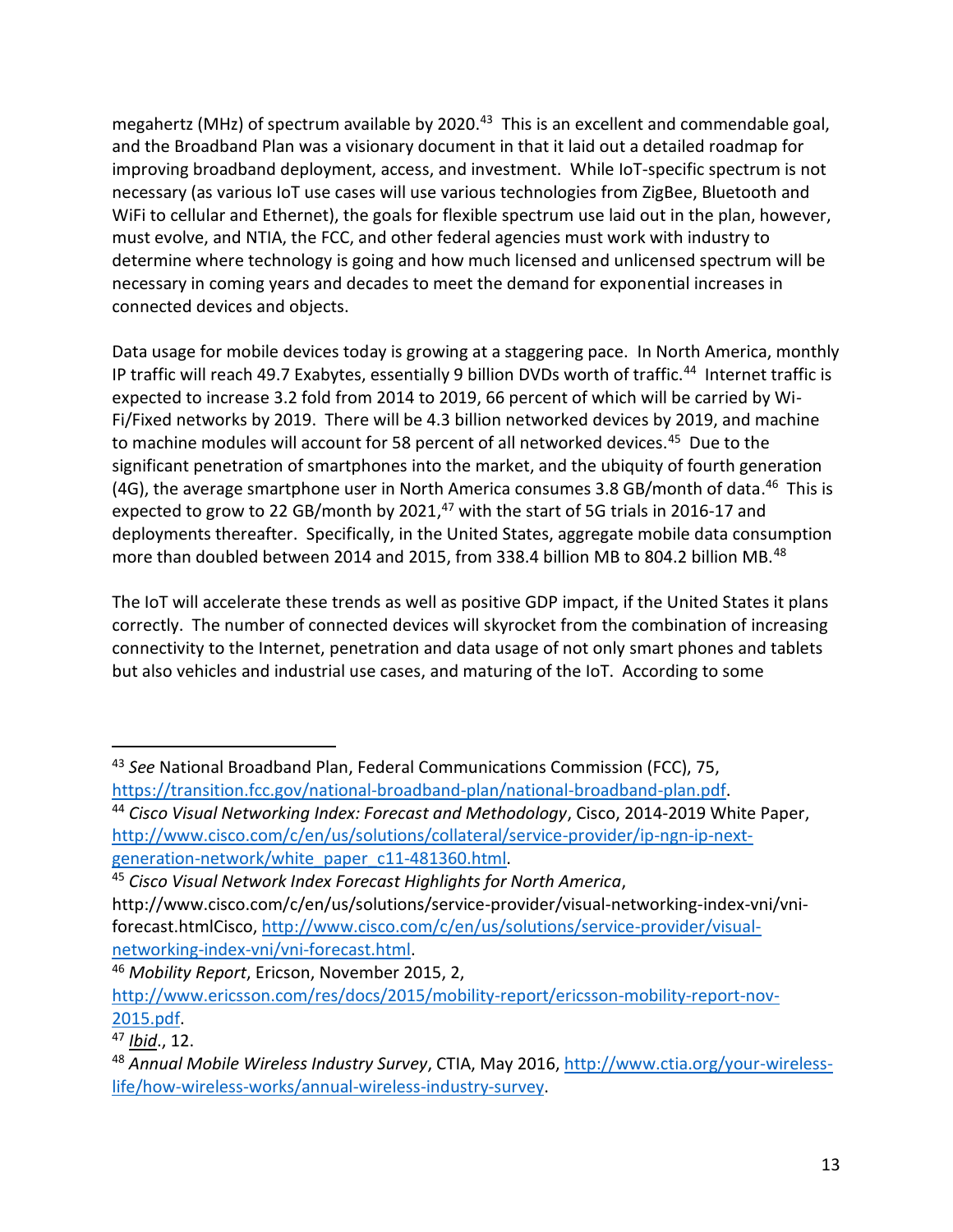megahertz (MHz) of spectrum available by 2020.[43] This is an excellent and commendable goal, and the Broadband Plan was a visionary document in that it laid out a detailed roadmap for improving broadband deployment, access, and investment. While IoT-specific spectrum is not necessary (as various IoT use cases will use various technologies from ZigBee, Bluetooth and WiFi to cellular and Ethernet), the goals for flexible spectrum use laid out in the plan, however, must evolve, and NTIA, the FCC, and other federal agencies must work with industry to determine where technology is going and how much licensed and unlicensed spectrum will be necessary in coming years and decades to meet the demand for exponential increases in connected devices and objects.

Data usage for mobile devices today is growing at a staggering pace. In North America, monthly IP traffic will reach 49.7 Exabytes, essentially 9 billion DVDs worth of traffic.[44] Internet traffic is expected to increase 3.2 fold from 2014 to 2019, 66 percent of which will be carried by Wi-Fi/Fixed networks by 2019. There will be 4.3 billion networked devices by 2019, and machine to machine modules will account for 58 percent of all networked devices.[45] Due to the significant penetration of smartphones into the market, and the ubiquity of fourth generation (4G), the average smartphone user in North America consumes 3.8 GB/month of data.[46] This is expected to grow to 22 GB/month by 2021,[47] with the start of 5G trials in 2016-17 and deployments thereafter. Specifically, in the United States, aggregate mobile data consumption more than doubled between 2014 and 2015, from 338.4 billion MB to 804.2 billion MB.[48]

The IoT will accelerate these trends as well as positive GDP impact, if the United States it plans correctly. The number of connected devices will skyrocket from the combination of increasing connectivity to the Internet, penetration and data usage of not only smart phones and tablets but also vehicles and industrial use cases, and maturing of the IoT. According to some

---

[43] *See* National Broadband Plan, Federal Communications Commission (FCC), 75, https://transition.fcc.gov/national-broadband-plan/national-broadband-plan.pdf.

[44] *Cisco Visual Networking Index: Forecast and Methodology*, Cisco, 2014-2019 White Paper, http://www.cisco.com/c/en/us/solutions/collateral/service-provider/ip-ngn-ip-next-generation-network/white_paper_c11-481360.html.

[45] *Cisco Visual Network Index Forecast Highlights for North America*, http://www.cisco.com/c/en/us/solutions/service-provider/visual-networking-index-vni/vni-forecast.htmlCisco, http://www.cisco.com/c/en/us/solutions/service-provider/visual-networking-index-vni/vni-forecast.html.

[46] *Mobility Report*, Ericson, November 2015, 2, http://www.ericsson.com/res/docs/2015/mobility-report/ericsson-mobility-report-nov-2015.pdf.

[47] *Ibid*., 12.

[48] *Annual Mobile Wireless Industry Survey*, CTIA, May 2016, http://www.ctia.org/your-wireless-life/how-wireless-works/annual-wireless-industry-survey.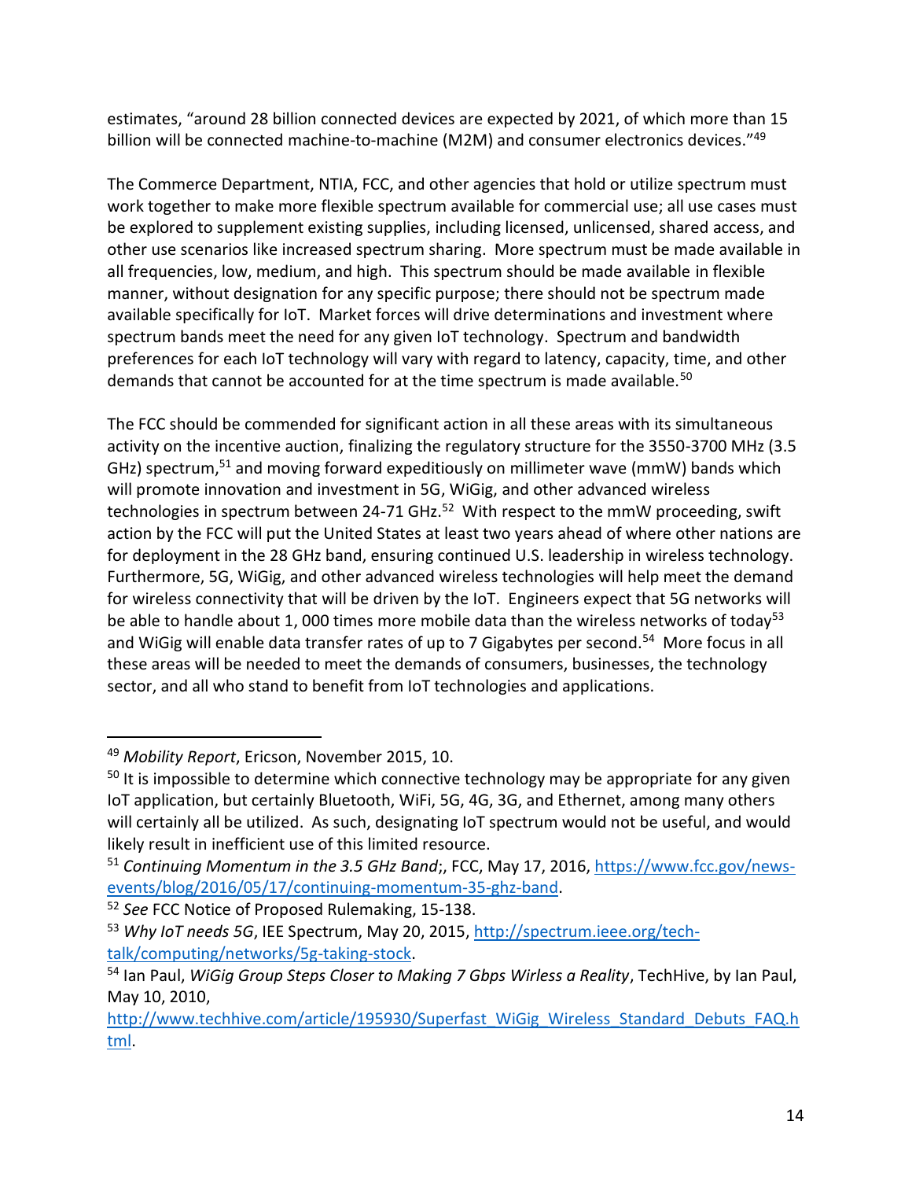estimates, "around 28 billion connected devices are expected by 2021, of which more than 15 billion will be connected machine-to-machine (M2M) and consumer electronics devices."[49]

The Commerce Department, NTIA, FCC, and other agencies that hold or utilize spectrum must work together to make more flexible spectrum available for commercial use; all use cases must be explored to supplement existing supplies, including licensed, unlicensed, shared access, and other use scenarios like increased spectrum sharing. More spectrum must be made available in all frequencies, low, medium, and high. This spectrum should be made available in flexible manner, without designation for any specific purpose; there should not be spectrum made available specifically for IoT. Market forces will drive determinations and investment where spectrum bands meet the need for any given IoT technology. Spectrum and bandwidth preferences for each IoT technology will vary with regard to latency, capacity, time, and other demands that cannot be accounted for at the time spectrum is made available.[50]

The FCC should be commended for significant action in all these areas with its simultaneous activity on the incentive auction, finalizing the regulatory structure for the 3550-3700 MHz (3.5 GHz) spectrum,[51] and moving forward expeditiously on millimeter wave (mmW) bands which will promote innovation and investment in 5G, WiGig, and other advanced wireless technologies in spectrum between 24-71 GHz.[52] With respect to the mmW proceeding, swift action by the FCC will put the United States at least two years ahead of where other nations are for deployment in the 28 GHz band, ensuring continued U.S. leadership in wireless technology. Furthermore, 5G, WiGig, and other advanced wireless technologies will help meet the demand for wireless connectivity that will be driven by the IoT. Engineers expect that 5G networks will be able to handle about 1, 000 times more mobile data than the wireless networks of today[53] and WiGig will enable data transfer rates of up to 7 Gigabytes per second.[54] More focus in all these areas will be needed to meet the demands of consumers, businesses, the technology sector, and all who stand to benefit from IoT technologies and applications.

---

[49] *Mobility Report*, Ericson, November 2015, 10.

[50] It is impossible to determine which connective technology may be appropriate for any given IoT application, but certainly Bluetooth, WiFi, 5G, 4G, 3G, and Ethernet, among many others will certainly all be utilized. As such, designating IoT spectrum would not be useful, and would likely result in inefficient use of this limited resource.

[51] *Continuing Momentum in the 3.5 GHz Band*;, FCC, May 17, 2016, https://www.fcc.gov/news-events/blog/2016/05/17/continuing-momentum-35-ghz-band.

[52] *See* FCC Notice of Proposed Rulemaking, 15-138.

[53] *Why IoT needs 5G*, IEE Spectrum, May 20, 2015, http://spectrum.ieee.org/tech-talk/computing/networks/5g-taking-stock.

[54] Ian Paul, *WiGig Group Steps Closer to Making 7 Gbps Wirless a Reality*, TechHive, by Ian Paul, May 10, 2010, http://www.techhive.com/article/195930/Superfast_WiGig_Wireless_Standard_Debuts_FAQ.html.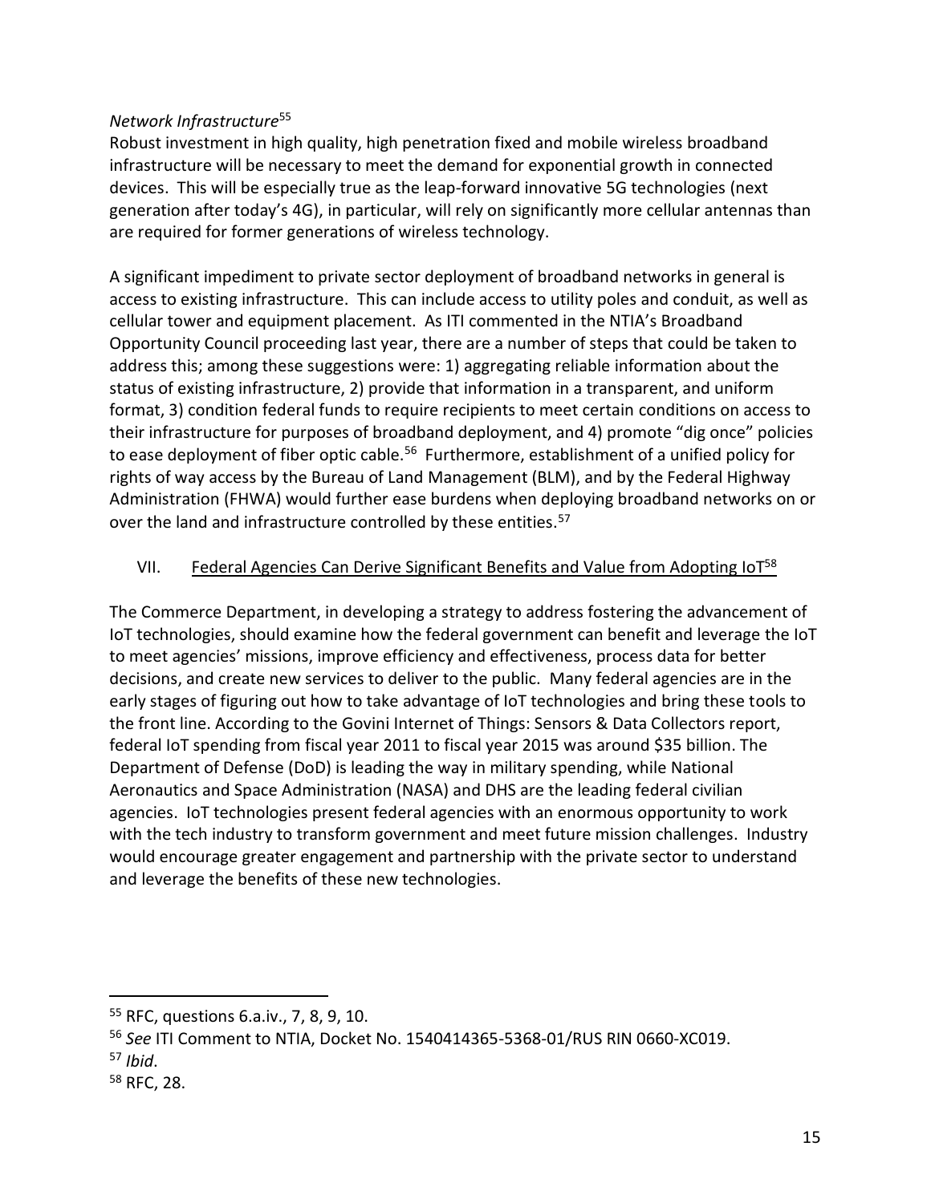*Network Infrastructure*[55]

Robust investment in high quality, high penetration fixed and mobile wireless broadband infrastructure will be necessary to meet the demand for exponential growth in connected devices. This will be especially true as the leap-forward innovative 5G technologies (next generation after today's 4G), in particular, will rely on significantly more cellular antennas than are required for former generations of wireless technology.

A significant impediment to private sector deployment of broadband networks in general is access to existing infrastructure. This can include access to utility poles and conduit, as well as cellular tower and equipment placement. As ITI commented in the NTIA's Broadband Opportunity Council proceeding last year, there are a number of steps that could be taken to address this; among these suggestions were: 1) aggregating reliable information about the status of existing infrastructure, 2) provide that information in a transparent, and uniform format, 3) condition federal funds to require recipients to meet certain conditions on access to their infrastructure for purposes of broadband deployment, and 4) promote "dig once" policies to ease deployment of fiber optic cable.[56] Furthermore, establishment of a unified policy for rights of way access by the Bureau of Land Management (BLM), and by the Federal Highway Administration (FHWA) would further ease burdens when deploying broadband networks on or over the land and infrastructure controlled by these entities.[57]

## VII. Federal Agencies Can Derive Significant Benefits and Value from Adopting IoT[58]

The Commerce Department, in developing a strategy to address fostering the advancement of IoT technologies, should examine how the federal government can benefit and leverage the IoT to meet agencies' missions, improve efficiency and effectiveness, process data for better decisions, and create new services to deliver to the public. Many federal agencies are in the early stages of figuring out how to take advantage of IoT technologies and bring these tools to the front line. According to the Govini Internet of Things: Sensors & Data Collectors report, federal IoT spending from fiscal year 2011 to fiscal year 2015 was around $35 billion. The Department of Defense (DoD) is leading the way in military spending, while National Aeronautics and Space Administration (NASA) and DHS are the leading federal civilian agencies. IoT technologies present federal agencies with an enormous opportunity to work with the tech industry to transform government and meet future mission challenges. Industry would encourage greater engagement and partnership with the private sector to understand and leverage the benefits of these new technologies.

---

[55] RFC, questions 6.a.iv., 7, 8, 9, 10.

[56] *See* ITI Comment to NTIA, Docket No. 1540414365-5368-01/RUS RIN 0660-XC019.

[57] *Ibid*.

[58] RFC, 28.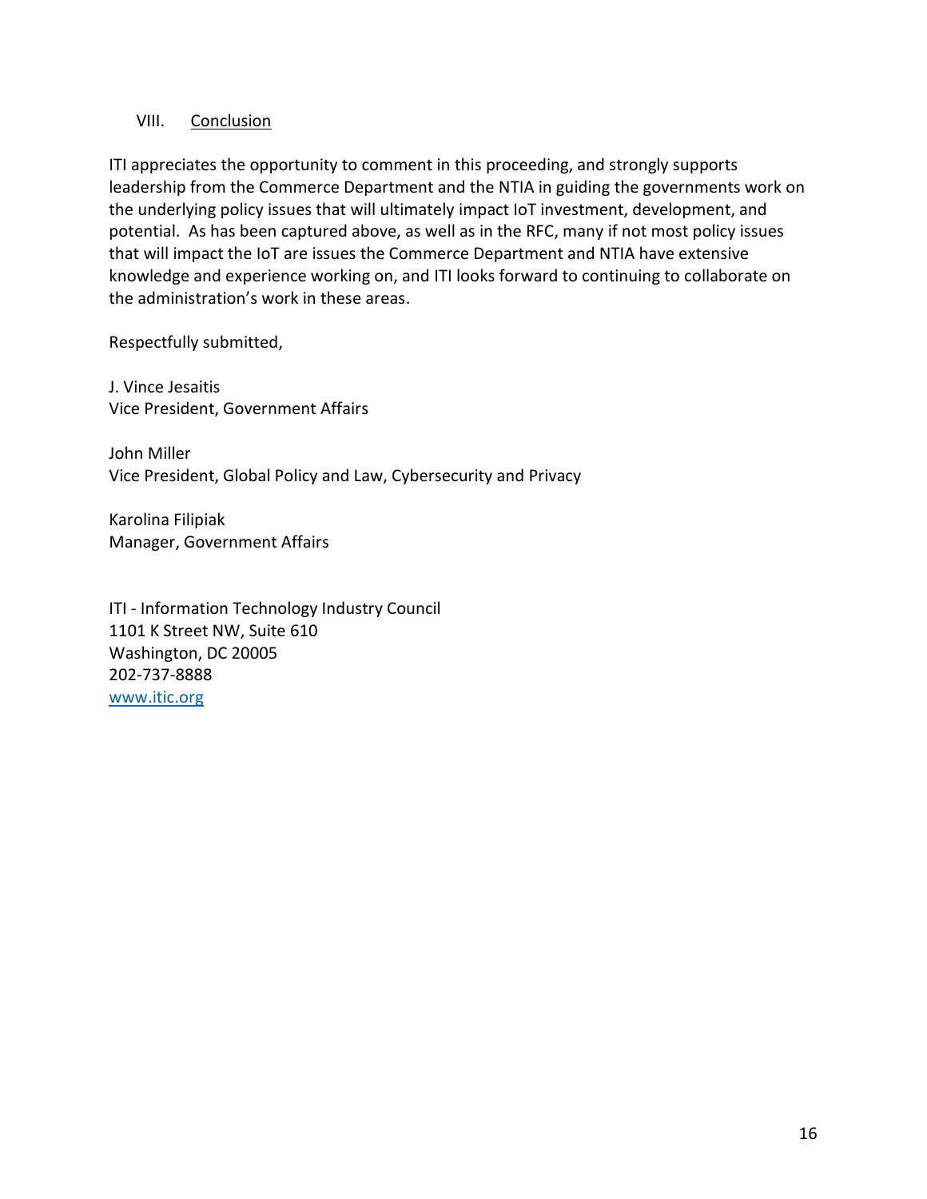## VIII. Conclusion

ITI appreciates the opportunity to comment in this proceeding, and strongly supports leadership from the Commerce Department and the NTIA in guiding the governments work on the underlying policy issues that will ultimately impact IoT investment, development, and potential. As has been captured above, as well as in the RFC, many if not most policy issues that will impact the IoT are issues the Commerce Department and NTIA have extensive knowledge and experience working on, and ITI looks forward to continuing to collaborate on the administration's work in these areas.

Respectfully submitted,

J. Vince Jesaitis
Vice President, Government Affairs

John Miller
Vice President, Global Policy and Law, Cybersecurity and Privacy

Karolina Filipiak
Manager, Government Affairs

ITI - Information Technology Industry Council
1101 K Street NW, Suite 610
Washington, DC 20005
202-737-8888
[www.itic.org](http://www.itic.org)